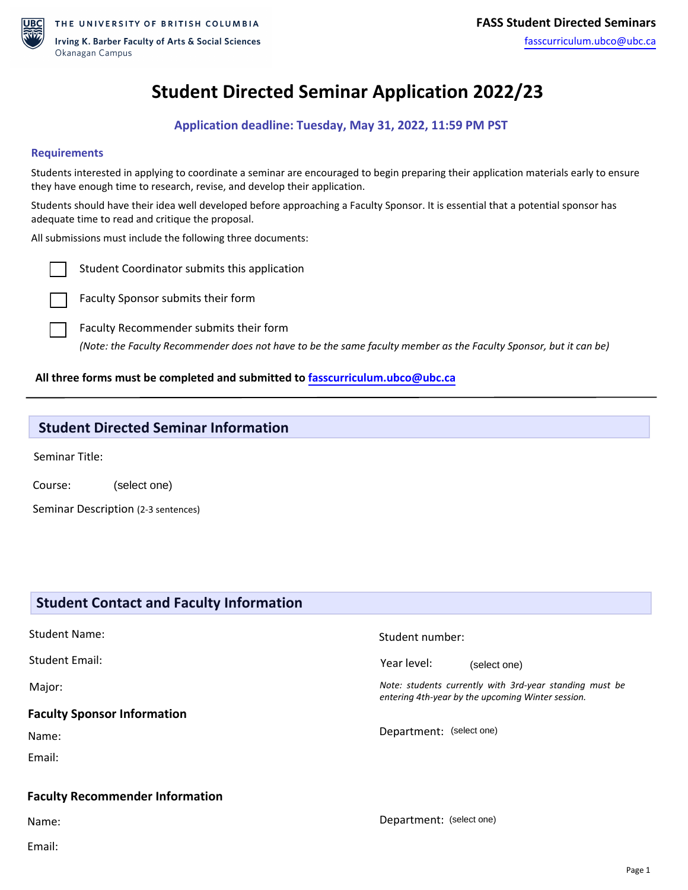THE UNIVERSITY OF BRITISH COLUMBIA

Irving K. Barber Faculty of Arts & Social Sciences
Okanagan Campus

**FASS Student Directed Seminars**
fasscurriculum.ubco@ubc.ca

# Student Directed Seminar Application 2022/23

**Application deadline: Tuesday, May 31, 2022, 11:59 PM PST**

### Requirements

Students interested in applying to coordinate a seminar are encouraged to begin preparing their application materials early to ensure they have enough time to research, revise, and develop their application.

Students should have their idea well developed before approaching a Faculty Sponsor. It is essential that a potential sponsor has adequate time to read and critique the proposal.

All submissions must include the following three documents:

- [ ] Student Coordinator submits this application
- [ ] Faculty Sponsor submits their form
- [ ] Faculty Recommender submits their form
  *(Note: the Faculty Recommender does not have to be the same faculty member as the Faculty Sponsor, but it can be)*

**All three forms must be completed and submitted to fasscurriculum.ubco@ubc.ca**

---

## Student Directed Seminar Information

Seminar Title:

Course: (select one)

Seminar Description (2-3 sentences)

## Student Contact and Faculty Information

Student Name:

Student number:

Student Email:

Year level: (select one)

Major:

*Note: students currently with 3rd-year standing must be entering 4th-year by the upcoming Winter session.*

### Faculty Sponsor Information

Name:

Email:

Department: (select one)

### Faculty Recommender Information

Name:

Email:

Department: (select one)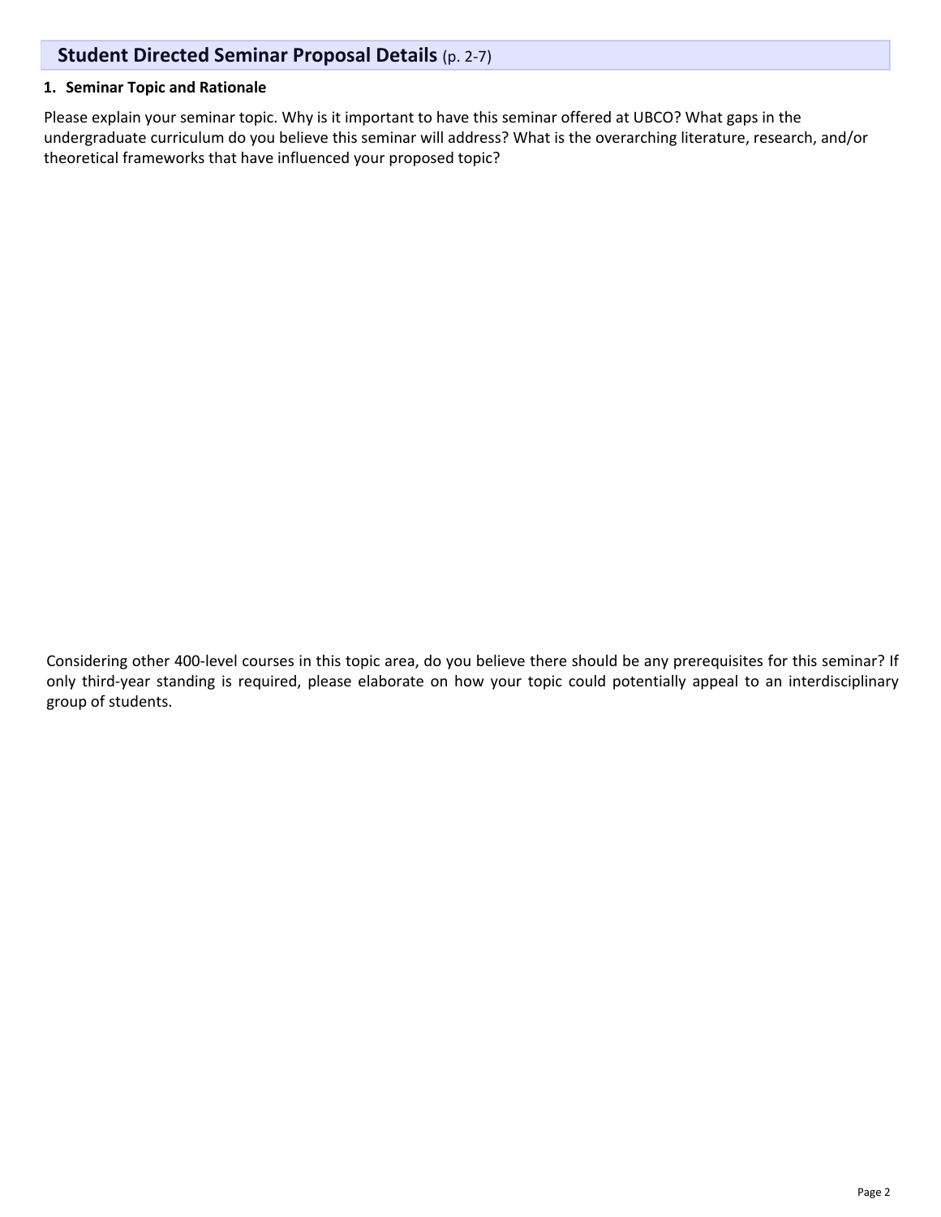## Student Directed Seminar Proposal Details (p. 2-7)

### 1. Seminar Topic and Rationale

Please explain your seminar topic. Why is it important to have this seminar offered at UBCO? What gaps in the undergraduate curriculum do you believe this seminar will address? What is the overarching literature, research, and/or theoretical frameworks that have influenced your proposed topic?

Considering other 400-level courses in this topic area, do you believe there should be any prerequisites for this seminar? If only third-year standing is required, please elaborate on how your topic could potentially appeal to an interdisciplinary group of students.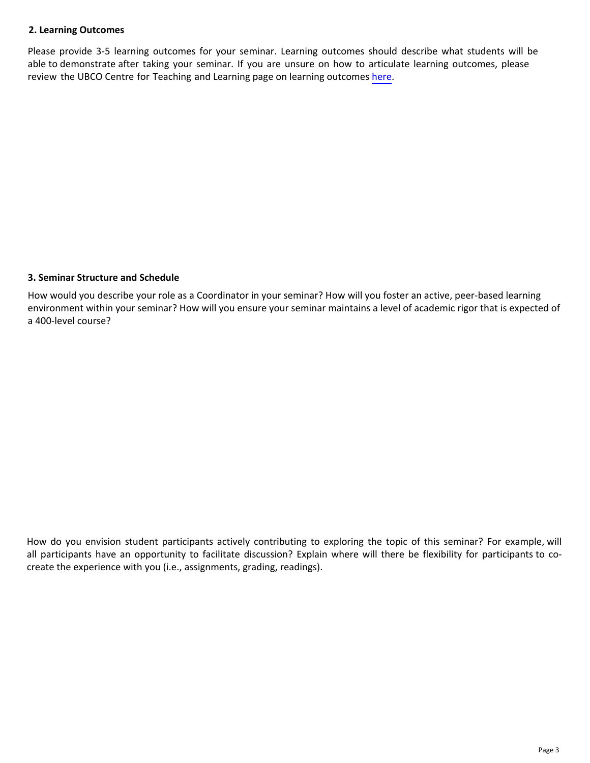**2. Learning Outcomes**

Please provide 3-5 learning outcomes for your seminar. Learning outcomes should describe what students will be able to demonstrate after taking your seminar. If you are unsure on how to articulate learning outcomes, please review the UBCO Centre for Teaching and Learning page on learning outcomes here.

**3. Seminar Structure and Schedule**

How would you describe your role as a Coordinator in your seminar? How will you foster an active, peer-based learning environment within your seminar? How will you ensure your seminar maintains a level of academic rigor that is expected of a 400-level course?

How do you envision student participants actively contributing to exploring the topic of this seminar? For example, will all participants have an opportunity to facilitate discussion? Explain where will there be flexibility for participants to co-create the experience with you (i.e., assignments, grading, readings).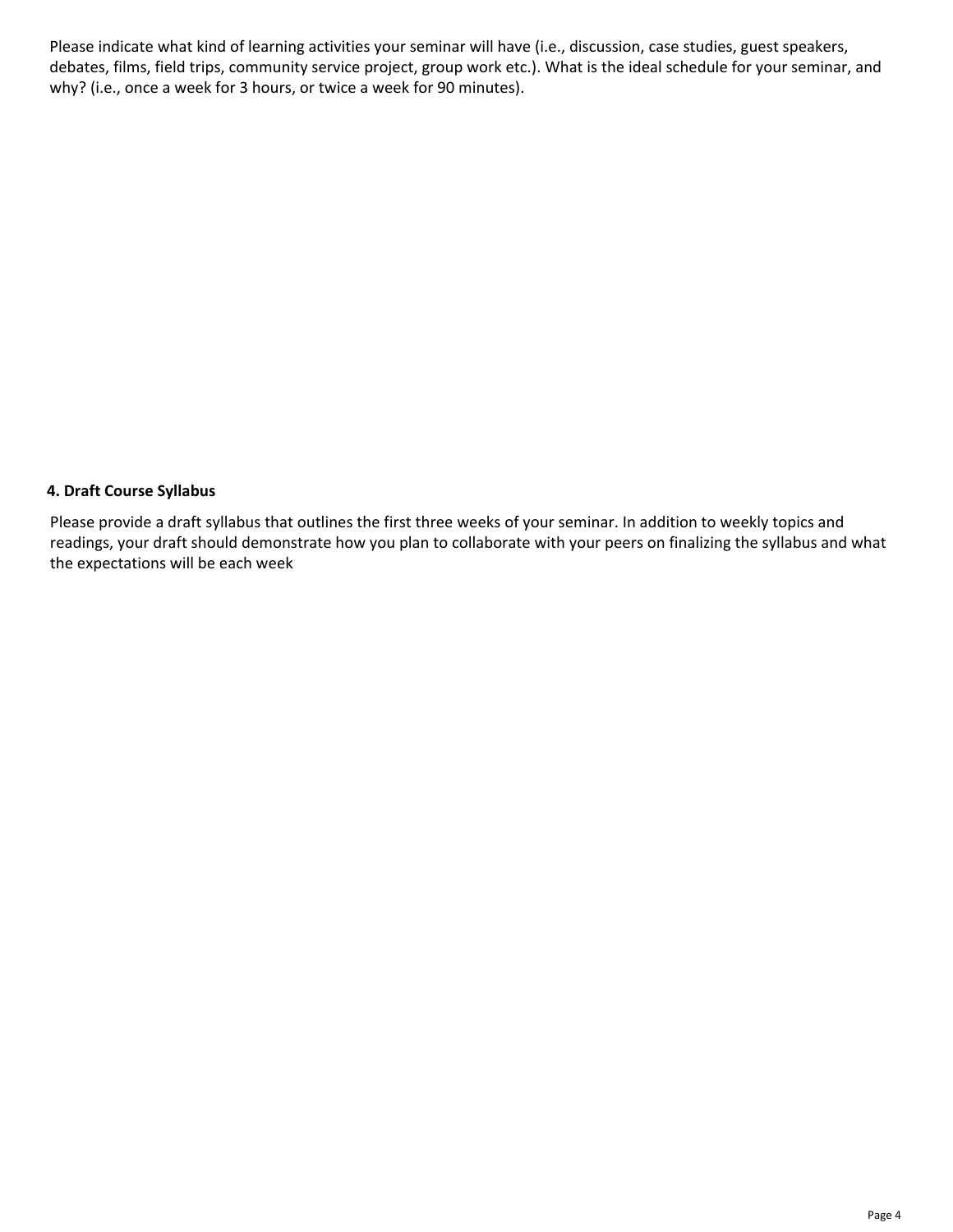Please indicate what kind of learning activities your seminar will have (i.e., discussion, case studies, guest speakers, debates, films, field trips, community service project, group work etc.). What is the ideal schedule for your seminar, and why? (i.e., once a week for 3 hours, or twice a week for 90 minutes).

**4. Draft Course Syllabus**

Please provide a draft syllabus that outlines the first three weeks of your seminar. In addition to weekly topics and readings, your draft should demonstrate how you plan to collaborate with your peers on finalizing the syllabus and what the expectations will be each week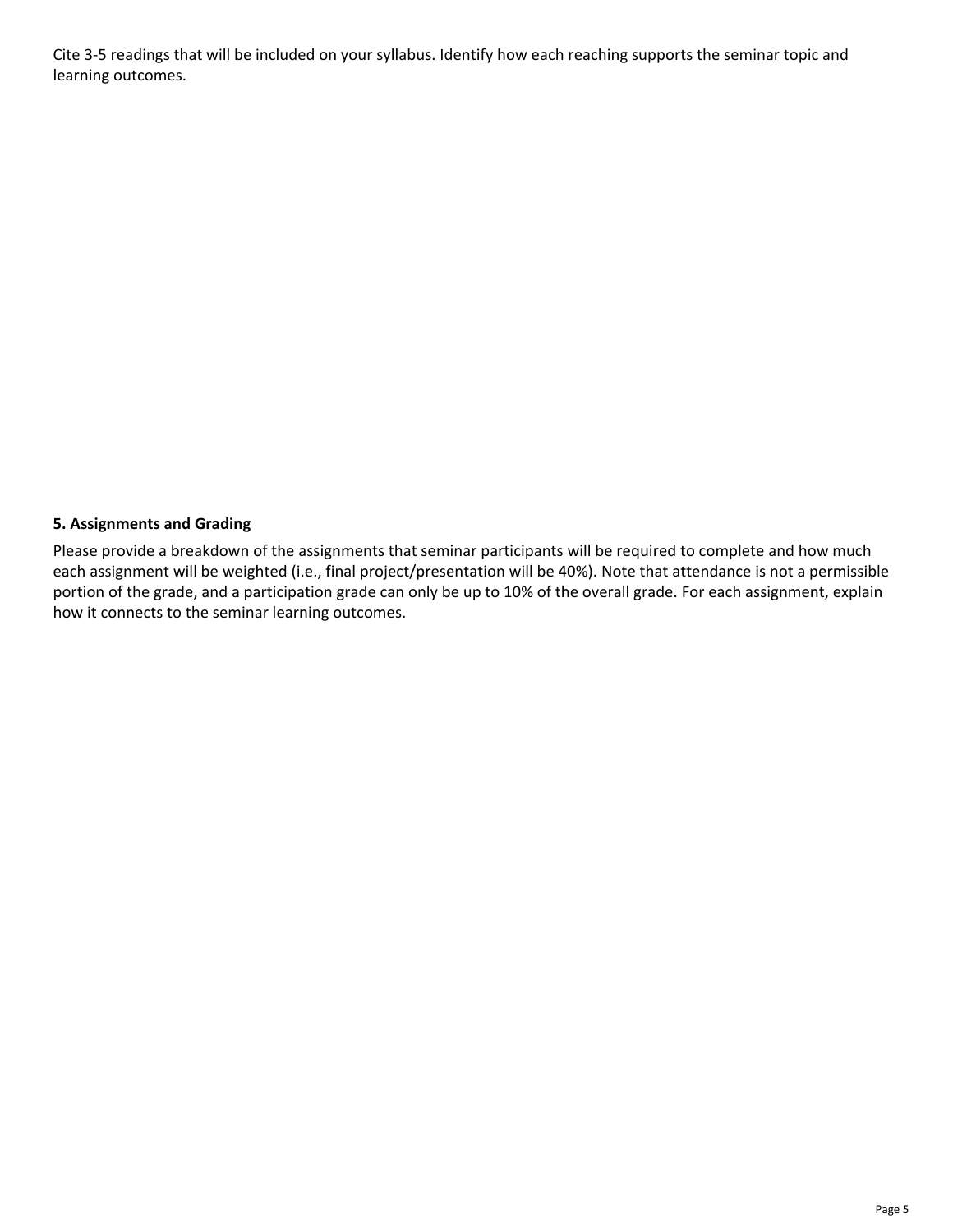Cite 3-5 readings that will be included on your syllabus. Identify how each reaching supports the seminar topic and learning outcomes.

### 5. Assignments and Grading

Please provide a breakdown of the assignments that seminar participants will be required to complete and how much each assignment will be weighted (i.e., final project/presentation will be 40%). Note that attendance is not a permissible portion of the grade, and a participation grade can only be up to 10% of the overall grade. For each assignment, explain how it connects to the seminar learning outcomes.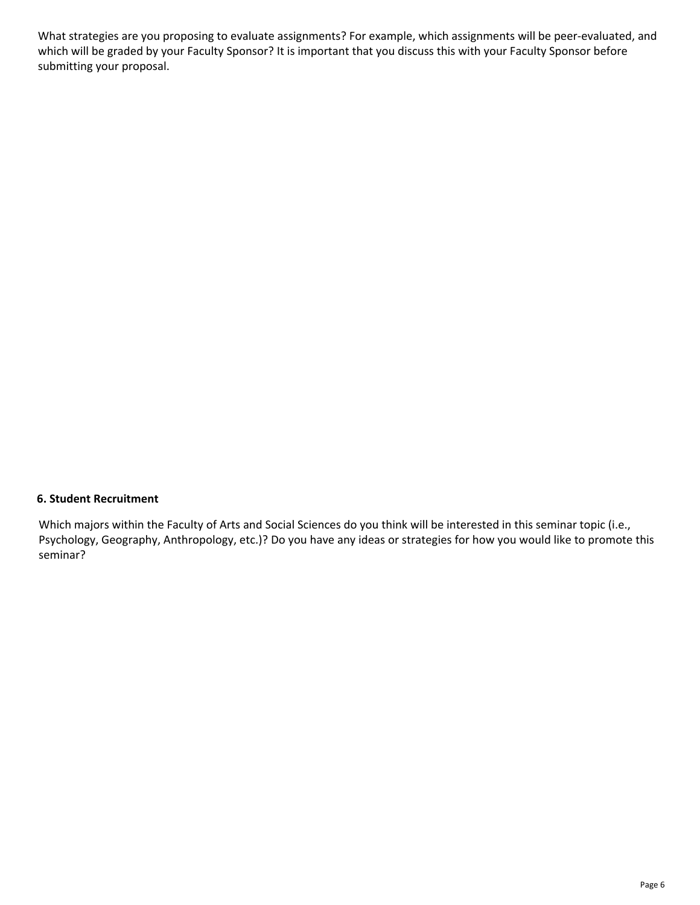What strategies are you proposing to evaluate assignments? For example, which assignments will be peer-evaluated, and which will be graded by your Faculty Sponsor? It is important that you discuss this with your Faculty Sponsor before submitting your proposal.

**6. Student Recruitment**

Which majors within the Faculty of Arts and Social Sciences do you think will be interested in this seminar topic (i.e., Psychology, Geography, Anthropology, etc.)? Do you have any ideas or strategies for how you would like to promote this seminar?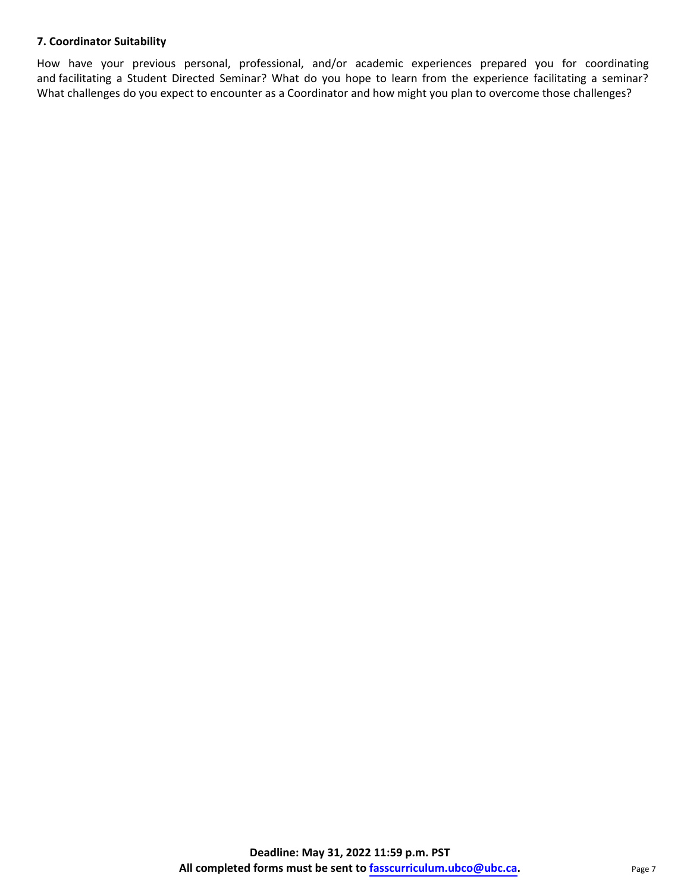**7. Coordinator Suitability**

How have your previous personal, professional, and/or academic experiences prepared you for coordinating and facilitating a Student Directed Seminar? What do you hope to learn from the experience facilitating a seminar? What challenges do you expect to encounter as a Coordinator and how might you plan to overcome those challenges?